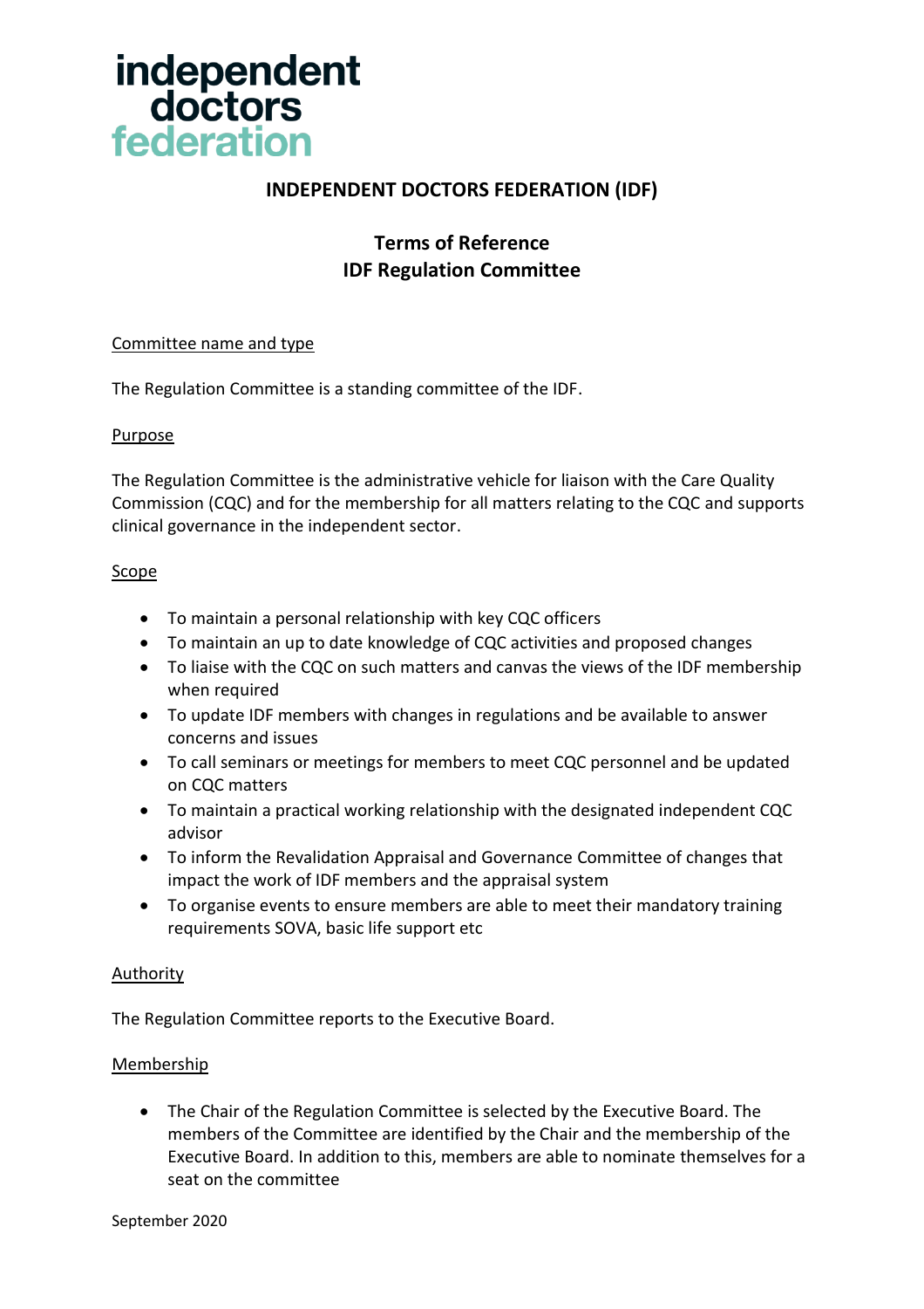independent doctors federation

# INDEPENDENT DOCTORS FEDERATION (IDF)

## Terms of Reference
## IDF Regulation Committee

### Committee name and type

The Regulation Committee is a standing committee of the IDF.

### Purpose

The Regulation Committee is the administrative vehicle for liaison with the Care Quality Commission (CQC) and for the membership for all matters relating to the CQC and supports clinical governance in the independent sector.

### Scope

- To maintain a personal relationship with key CQC officers
- To maintain an up to date knowledge of CQC activities and proposed changes
- To liaise with the CQC on such matters and canvas the views of the IDF membership when required
- To update IDF members with changes in regulations and be available to answer concerns and issues
- To call seminars or meetings for members to meet CQC personnel and be updated on CQC matters
- To maintain a practical working relationship with the designated independent CQC advisor
- To inform the Revalidation Appraisal and Governance Committee of changes that impact the work of IDF members and the appraisal system
- To organise events to ensure members are able to meet their mandatory training requirements SOVA, basic life support etc

### Authority

The Regulation Committee reports to the Executive Board.

### Membership

- The Chair of the Regulation Committee is selected by the Executive Board. The members of the Committee are identified by the Chair and the membership of the Executive Board. In addition to this, members are able to nominate themselves for a seat on the committee

September 2020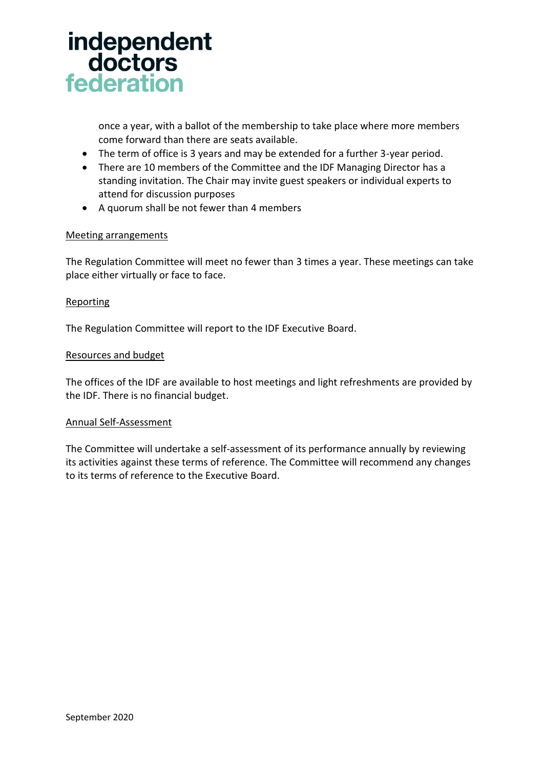once a year, with a ballot of the membership to take place where more members come forward than there are seats available.

- The term of office is 3 years and may be extended for a further 3-year period.
- There are 10 members of the Committee and the IDF Managing Director has a standing invitation. The Chair may invite guest speakers or individual experts to attend for discussion purposes
- A quorum shall be not fewer than 4 members

<u>Meeting arrangements</u>

The Regulation Committee will meet no fewer than 3 times a year. These meetings can take place either virtually or face to face.

<u>Reporting</u>

The Regulation Committee will report to the IDF Executive Board.

<u>Resources and budget</u>

The offices of the IDF are available to host meetings and light refreshments are provided by the IDF. There is no financial budget.

<u>Annual Self-Assessment</u>

The Committee will undertake a self-assessment of its performance annually by reviewing its activities against these terms of reference. The Committee will recommend any changes to its terms of reference to the Executive Board.

September 2020